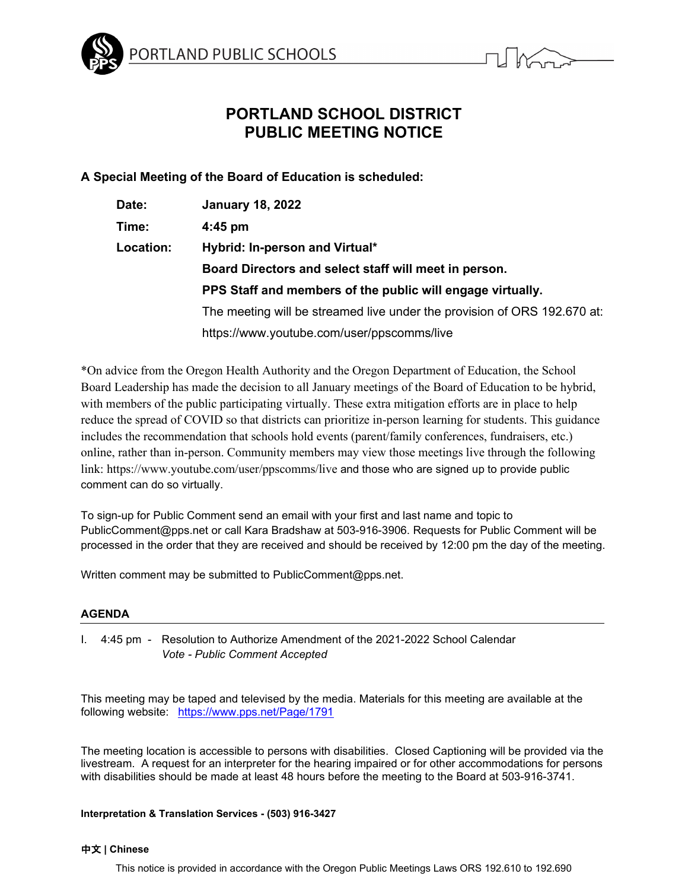PORTLAND PUBLIC SCHOOLS

# PORTLAND SCHOOL DISTRICT
# PUBLIC MEETING NOTICE

**A Special Meeting of the Board of Education is scheduled:**

**Date:** **January 18, 2022**

**Time:** **4:45 pm**

**Location:** **Hybrid: In-person and Virtual***

**Board Directors and select staff will meet in person.**

**PPS Staff and members of the public will engage virtually.**

The meeting will be streamed live under the provision of ORS 192.670 at: https://www.youtube.com/user/ppscomms/live

*On advice from the Oregon Health Authority and the Oregon Department of Education, the School Board Leadership has made the decision to all January meetings of the Board of Education to be hybrid, with members of the public participating virtually. These extra mitigation efforts are in place to help reduce the spread of COVID so that districts can prioritize in-person learning for students. This guidance includes the recommendation that schools hold events (parent/family conferences, fundraisers, etc.) online, rather than in-person. Community members may view those meetings live through the following link: https://www.youtube.com/user/ppscomms/live and those who are signed up to provide public comment can do so virtually.

To sign-up for Public Comment send an email with your first and last name and topic to PublicComment@pps.net or call Kara Bradshaw at 503-916-3906. Requests for Public Comment will be processed in the order that they are received and should be received by 12:00 pm the day of the meeting.

Written comment may be submitted to PublicComment@pps.net.

## AGENDA

I. 4:45 pm - Resolution to Authorize Amendment of the 2021-2022 School Calendar
*Vote - Public Comment Accepted*

This meeting may be taped and televised by the media. Materials for this meeting are available at the following website: https://www.pps.net/Page/1791

The meeting location is accessible to persons with disabilities. Closed Captioning will be provided via the livestream. A request for an interpreter for the hearing impaired or for other accommodations for persons with disabilities should be made at least 48 hours before the meeting to the Board at 503-916-3741.

**Interpretation & Translation Services - (503) 916-3427**

**中文 | Chinese**

This notice is provided in accordance with the Oregon Public Meetings Laws ORS 192.610 to 192.690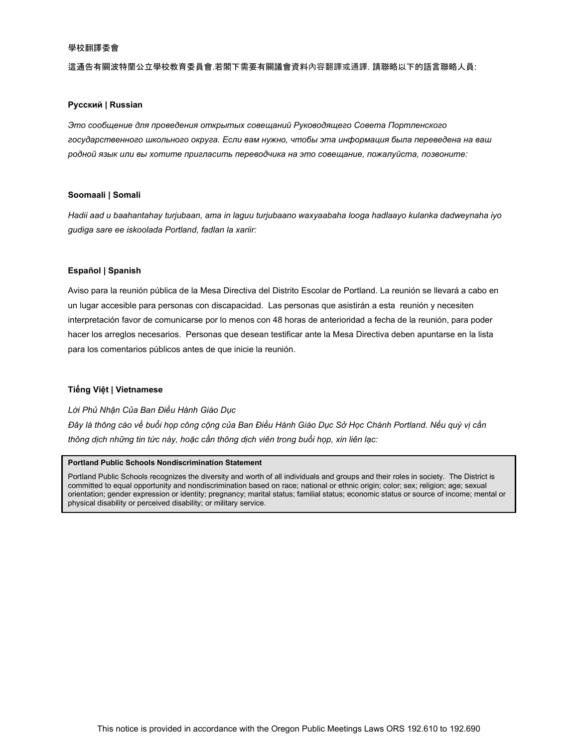學校翻譯委會

這通告有關波特蘭公立學校教育委員會.若閣下需要有關議會資料內容翻譯或通譯. 請聯略以下的語言聯略人員:

**Русский | Russian**

*Это сообщение для проведения открытых совещаний Руководящего Совета Портленского государственного школьного округа. Если вам нужно, чтобы эта информация была переведена на ваш родной язык или вы хотите пригласить переводчика на это совещание, пожалуйста, позвоните:*

**Soomaali | Somali**

*Hadii aad u baahantahay turjubaan, ama in laguu turjubaano waxyaabaha looga hadlaayo kulanka dadweynaha iyo gudiga sare ee iskoolada Portland, fadlan la xariir:*

**Español | Spanish**

Aviso para la reunión pública de la Mesa Directiva del Distrito Escolar de Portland. La reunión se llevará a cabo en un lugar accesible para personas con discapacidad. Las personas que asistirán a esta reunión y necesiten interpretación favor de comunicarse por lo menos con 48 horas de anterioridad a fecha de la reunión, para poder hacer los arreglos necesarios. Personas que desean testificar ante la Mesa Directiva deben apuntarse en la lista para los comentarios públicos antes de que inicie la reunión.

**Tiếng Việt | Vietnamese**

*Lời Phủ Nhận Của Ban Điều Hành Giáo Dục*

*Đây là thông cáo về buổi họp công cộng của Ban Điều Hành Giáo Dục Sở Học Chánh Portland. Nếu quý vị cần thông dịch những tin tức này, hoặc cần thông dịch viên trong buổi họp, xin liên lạc:*

**Portland Public Schools Nondiscrimination Statement**

Portland Public Schools recognizes the diversity and worth of all individuals and groups and their roles in society. The District is committed to equal opportunity and nondiscrimination based on race; national or ethnic origin; color; sex; religion; age; sexual orientation; gender expression or identity; pregnancy; marital status; familial status; economic status or source of income; mental or physical disability or perceived disability; or military service.

This notice is provided in accordance with the Oregon Public Meetings Laws ORS 192.610 to 192.690